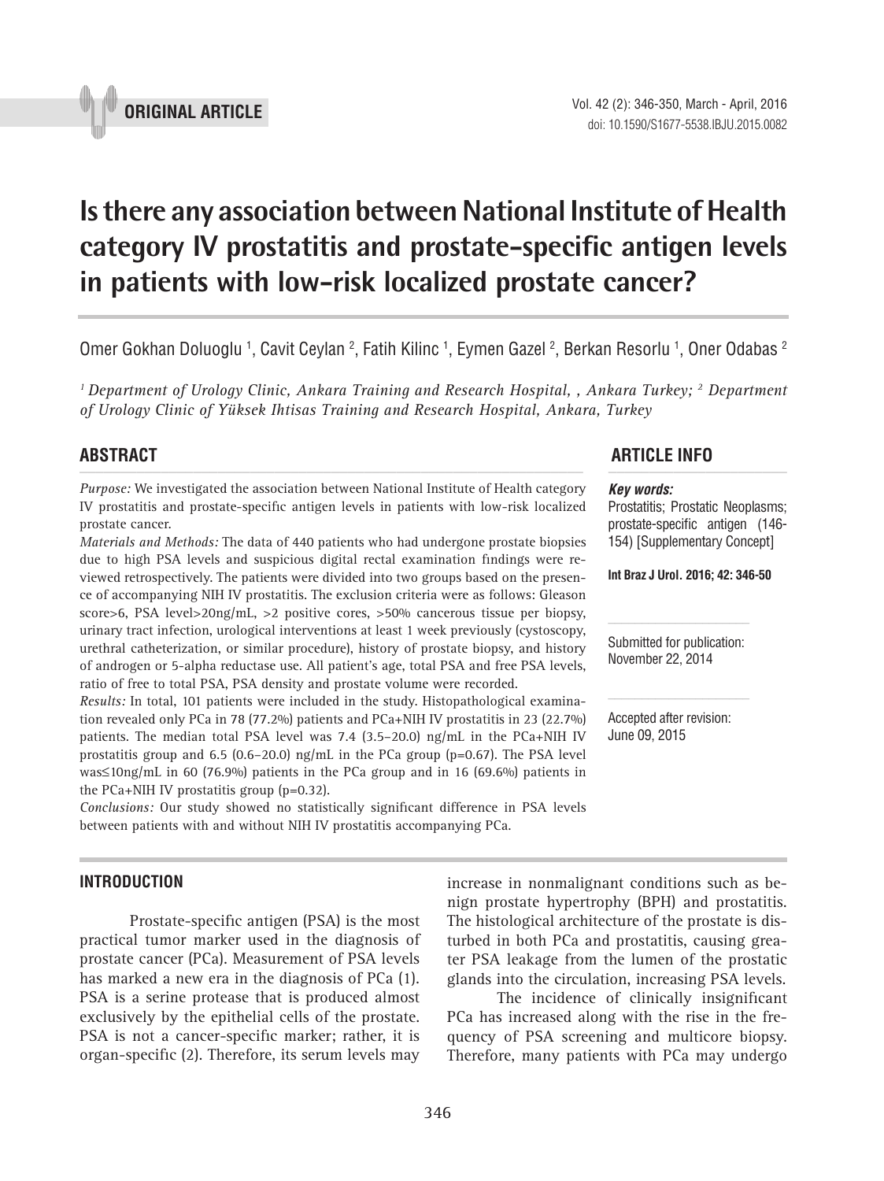ORIGINAL ARTICLE

# Is there any association between National Institute of Health category IV prostatitis and prostate-specific antigen levels in patients with low-risk localized prostate cancer?

Omer Gokhan Doluoglu [1], Cavit Ceylan [2], Fatih Kilinc [1], Eymen Gazel [2], Berkan Resorlu [1], Oner Odabas [2]

*[1] Department of Urology Clinic, Ankara Training and Research Hospital, , Ankara Turkey; [2] Department of Urology Clinic of Yüksek Ihtisas Training and Research Hospital, Ankara, Turkey*

## ABSTRACT

*Purpose:* We investigated the association between National Institute of Health category IV prostatitis and prostate-specific antigen levels in patients with low-risk localized prostate cancer.

*Materials and Methods:* The data of 440 patients who had undergone prostate biopsies due to high PSA levels and suspicious digital rectal examination findings were reviewed retrospectively. The patients were divided into two groups based on the presence of accompanying NIH IV prostatitis. The exclusion criteria were as follows: Gleason score>6, PSA level>20ng/mL, >2 positive cores, >50% cancerous tissue per biopsy, urinary tract infection, urological interventions at least 1 week previously (cystoscopy, urethral catheterization, or similar procedure), history of prostate biopsy, and history of androgen or 5-alpha reductase use. All patient's age, total PSA and free PSA levels, ratio of free to total PSA, PSA density and prostate volume were recorded.

*Results:* In total, 101 patients were included in the study. Histopathological examination revealed only PCa in 78 (77.2%) patients and PCa+NIH IV prostatitis in 23 (22.7%) patients. The median total PSA level was 7.4 (3.5–20.0) ng/mL in the PCa+NIH IV prostatitis group and 6.5 (0.6–20.0) ng/mL in the PCa group (p=0.67). The PSA level was≤10ng/mL in 60 (76.9%) patients in the PCa group and in 16 (69.6%) patients in the PCa+NIH IV prostatitis group (p=0.32).

*Conclusions:* Our study showed no statistically significant difference in PSA levels between patients with and without NIH IV prostatitis accompanying PCa.

## ARTICLE INFO

***Key words:***
Prostatitis; Prostatic Neoplasms; prostate-specific antigen (146-154) [Supplementary Concept]

**Int Braz J Urol. 2016; 42: 346-50**

Submitted for publication:
November 22, 2014

Accepted after revision:
June 09, 2015

## INTRODUCTION

Prostate-specific antigen (PSA) is the most practical tumor marker used in the diagnosis of prostate cancer (PCa). Measurement of PSA levels has marked a new era in the diagnosis of PCa (1). PSA is a serine protease that is produced almost exclusively by the epithelial cells of the prostate. PSA is not a cancer-specific marker; rather, it is organ-specific (2). Therefore, its serum levels may increase in nonmalignant conditions such as benign prostate hypertrophy (BPH) and prostatitis. The histological architecture of the prostate is disturbed in both PCa and prostatitis, causing greater PSA leakage from the lumen of the prostatic glands into the circulation, increasing PSA levels.

The incidence of clinically insignificant PCa has increased along with the rise in the frequency of PSA screening and multicore biopsy. Therefore, many patients with PCa may undergo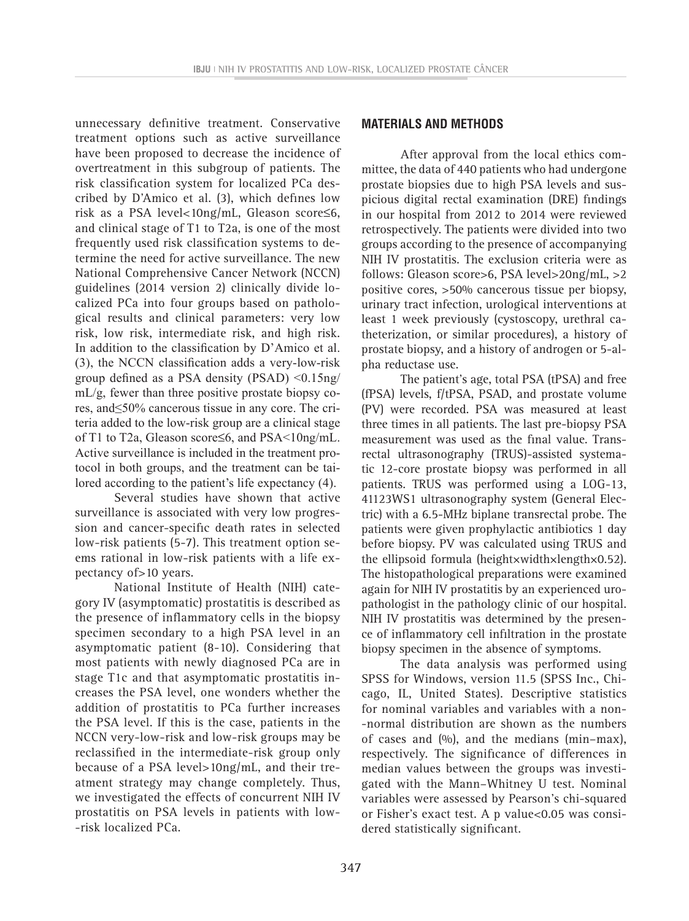unnecessary definitive treatment. Conservative treatment options such as active surveillance have been proposed to decrease the incidence of overtreatment in this subgroup of patients. The risk classification system for localized PCa described by D'Amico et al. (3), which defines low risk as a PSA level<10ng/mL, Gleason score≤6, and clinical stage of T1 to T2a, is one of the most frequently used risk classification systems to determine the need for active surveillance. The new National Comprehensive Cancer Network (NCCN) guidelines (2014 version 2) clinically divide localized PCa into four groups based on pathological results and clinical parameters: very low risk, low risk, intermediate risk, and high risk. In addition to the classification by D'Amico et al. (3), the NCCN classification adds a very-low-risk group defined as a PSA density (PSAD) <0.15ng/mL/g, fewer than three positive prostate biopsy cores, and≤50% cancerous tissue in any core. The criteria added to the low-risk group are a clinical stage of T1 to T2a, Gleason score≤6, and PSA<10ng/mL. Active surveillance is included in the treatment protocol in both groups, and the treatment can be tailored according to the patient's life expectancy (4).

Several studies have shown that active surveillance is associated with very low progression and cancer-specific death rates in selected low-risk patients (5-7). This treatment option seems rational in low-risk patients with a life expectancy of>10 years.

National Institute of Health (NIH) category IV (asymptomatic) prostatitis is described as the presence of inflammatory cells in the biopsy specimen secondary to a high PSA level in an asymptomatic patient (8-10). Considering that most patients with newly diagnosed PCa are in stage T1c and that asymptomatic prostatitis increases the PSA level, one wonders whether the addition of prostatitis to PCa further increases the PSA level. If this is the case, patients in the NCCN very-low-risk and low-risk groups may be reclassified in the intermediate-risk group only because of a PSA level>10ng/mL, and their treatment strategy may change completely. Thus, we investigated the effects of concurrent NIH IV prostatitis on PSA levels in patients with low-risk localized PCa.

## MATERIALS AND METHODS

After approval from the local ethics committee, the data of 440 patients who had undergone prostate biopsies due to high PSA levels and suspicious digital rectal examination (DRE) findings in our hospital from 2012 to 2014 were reviewed retrospectively. The patients were divided into two groups according to the presence of accompanying NIH IV prostatitis. The exclusion criteria were as follows: Gleason score>6, PSA level>20ng/mL, >2 positive cores, >50% cancerous tissue per biopsy, urinary tract infection, urological interventions at least 1 week previously (cystoscopy, urethral catheterization, or similar procedures), a history of prostate biopsy, and a history of androgen or 5-alpha reductase use.

The patient's age, total PSA (tPSA) and free (fPSA) levels, f/tPSA, PSAD, and prostate volume (PV) were recorded. PSA was measured at least three times in all patients. The last pre-biopsy PSA measurement was used as the final value. Transrectal ultrasonography (TRUS)-assisted systematic 12-core prostate biopsy was performed in all patients. TRUS was performed using a LOG-13, 41123WS1 ultrasonography system (General Electric) with a 6.5-MHz biplane transrectal probe. The patients were given prophylactic antibiotics 1 day before biopsy. PV was calculated using TRUS and the ellipsoid formula (height×width×length×0.52). The histopathological preparations were examined again for NIH IV prostatitis by an experienced uropathologist in the pathology clinic of our hospital. NIH IV prostatitis was determined by the presence of inflammatory cell infiltration in the prostate biopsy specimen in the absence of symptoms.

The data analysis was performed using SPSS for Windows, version 11.5 (SPSS Inc., Chicago, IL, United States). Descriptive statistics for nominal variables and variables with a non-normal distribution are shown as the numbers of cases and (%), and the medians (min–max), respectively. The significance of differences in median values between the groups was investigated with the Mann–Whitney U test. Nominal variables were assessed by Pearson's chi-squared or Fisher's exact test. A p value<0.05 was considered statistically significant.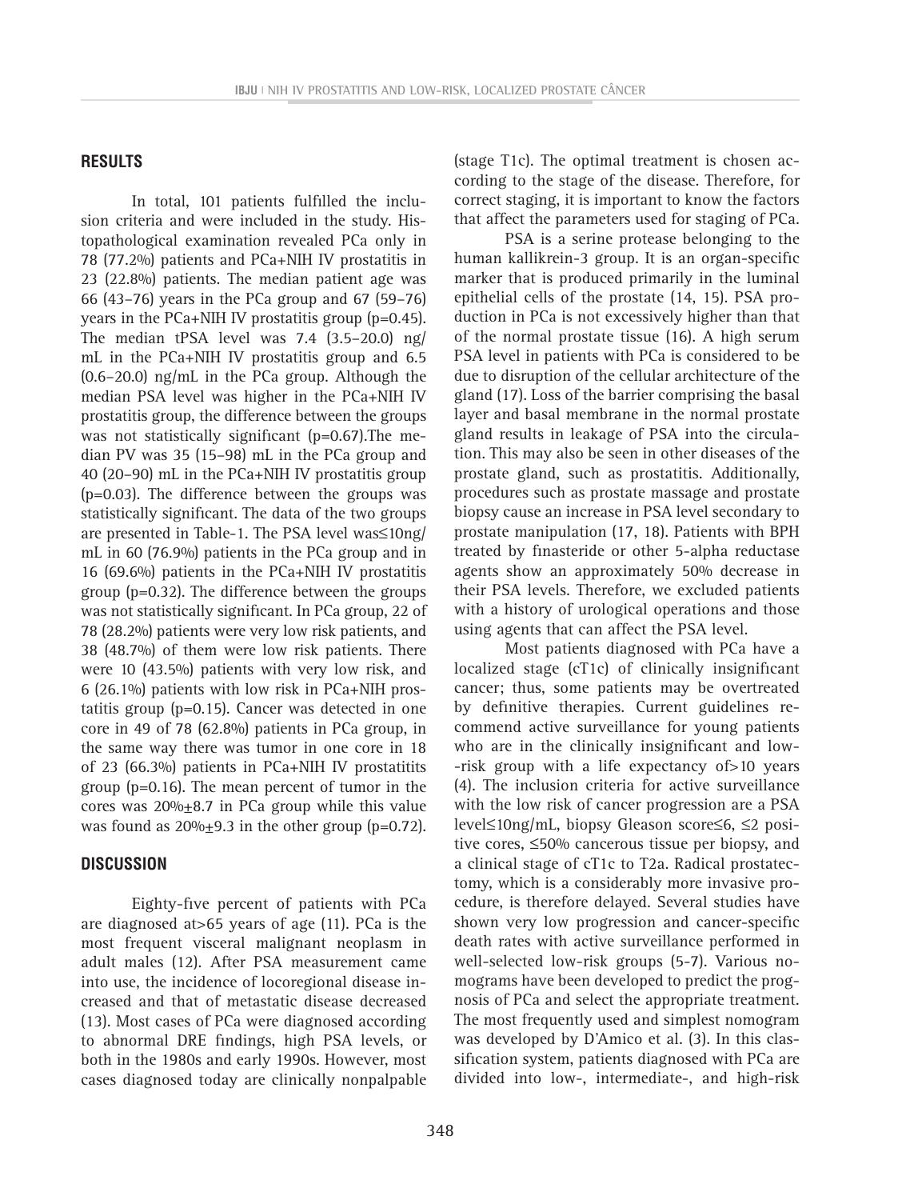## RESULTS

In total, 101 patients fulfilled the inclusion criteria and were included in the study. Histopathological examination revealed PCa only in 78 (77.2%) patients and PCa+NIH IV prostatitis in 23 (22.8%) patients. The median patient age was 66 (43–76) years in the PCa group and 67 (59–76) years in the PCa+NIH IV prostatitis group (p=0.45). The median tPSA level was 7.4 (3.5–20.0) ng/mL in the PCa+NIH IV prostatitis group and 6.5 (0.6–20.0) ng/mL in the PCa group. Although the median PSA level was higher in the PCa+NIH IV prostatitis group, the difference between the groups was not statistically significant (p=0.67).The median PV was 35 (15–98) mL in the PCa group and 40 (20–90) mL in the PCa+NIH IV prostatitis group (p=0.03). The difference between the groups was statistically significant. The data of the two groups are presented in Table-1. The PSA level was≤10ng/mL in 60 (76.9%) patients in the PCa group and in 16 (69.6%) patients in the PCa+NIH IV prostatitis group (p=0.32). The difference between the groups was not statistically significant. In PCa group, 22 of 78 (28.2%) patients were very low risk patients, and 38 (48.7%) of them were low risk patients. There were 10 (43.5%) patients with very low risk, and 6 (26.1%) patients with low risk in PCa+NIH prostatitis group (p=0.15). Cancer was detected in one core in 49 of 78 (62.8%) patients in PCa group, in the same way there was tumor in one core in 18 of 23 (66.3%) patients in PCa+NIH IV prostatitis group (p=0.16). The mean percent of tumor in the cores was 20%±8.7 in PCa group while this value was found as 20%±9.3 in the other group (p=0.72).

## DISCUSSION

Eighty-five percent of patients with PCa are diagnosed at>65 years of age (11). PCa is the most frequent visceral malignant neoplasm in adult males (12). After PSA measurement came into use, the incidence of locoregional disease increased and that of metastatic disease decreased (13). Most cases of PCa were diagnosed according to abnormal DRE findings, high PSA levels, or both in the 1980s and early 1990s. However, most cases diagnosed today are clinically nonpalpable (stage T1c). The optimal treatment is chosen according to the stage of the disease. Therefore, for correct staging, it is important to know the factors that affect the parameters used for staging of PCa.

PSA is a serine protease belonging to the human kallikrein-3 group. It is an organ-specific marker that is produced primarily in the luminal epithelial cells of the prostate (14, 15). PSA production in PCa is not excessively higher than that of the normal prostate tissue (16). A high serum PSA level in patients with PCa is considered to be due to disruption of the cellular architecture of the gland (17). Loss of the barrier comprising the basal layer and basal membrane in the normal prostate gland results in leakage of PSA into the circulation. This may also be seen in other diseases of the prostate gland, such as prostatitis. Additionally, procedures such as prostate massage and prostate biopsy cause an increase in PSA level secondary to prostate manipulation (17, 18). Patients with BPH treated by finasteride or other 5-alpha reductase agents show an approximately 50% decrease in their PSA levels. Therefore, we excluded patients with a history of urological operations and those using agents that can affect the PSA level.

Most patients diagnosed with PCa have a localized stage (cT1c) of clinically insignificant cancer; thus, some patients may be overtreated by definitive therapies. Current guidelines recommend active surveillance for young patients who are in the clinically insignificant and low-risk group with a life expectancy of>10 years (4). The inclusion criteria for active surveillance with the low risk of cancer progression are a PSA level≤10ng/mL, biopsy Gleason score≤6, ≤2 positive cores, ≤50% cancerous tissue per biopsy, and a clinical stage of cT1c to T2a. Radical prostatectomy, which is a considerably more invasive procedure, is therefore delayed. Several studies have shown very low progression and cancer-specific death rates with active surveillance performed in well-selected low-risk groups (5-7). Various nomograms have been developed to predict the prognosis of PCa and select the appropriate treatment. The most frequently used and simplest nomogram was developed by D'Amico et al. (3). In this classification system, patients diagnosed with PCa are divided into low-, intermediate-, and high-risk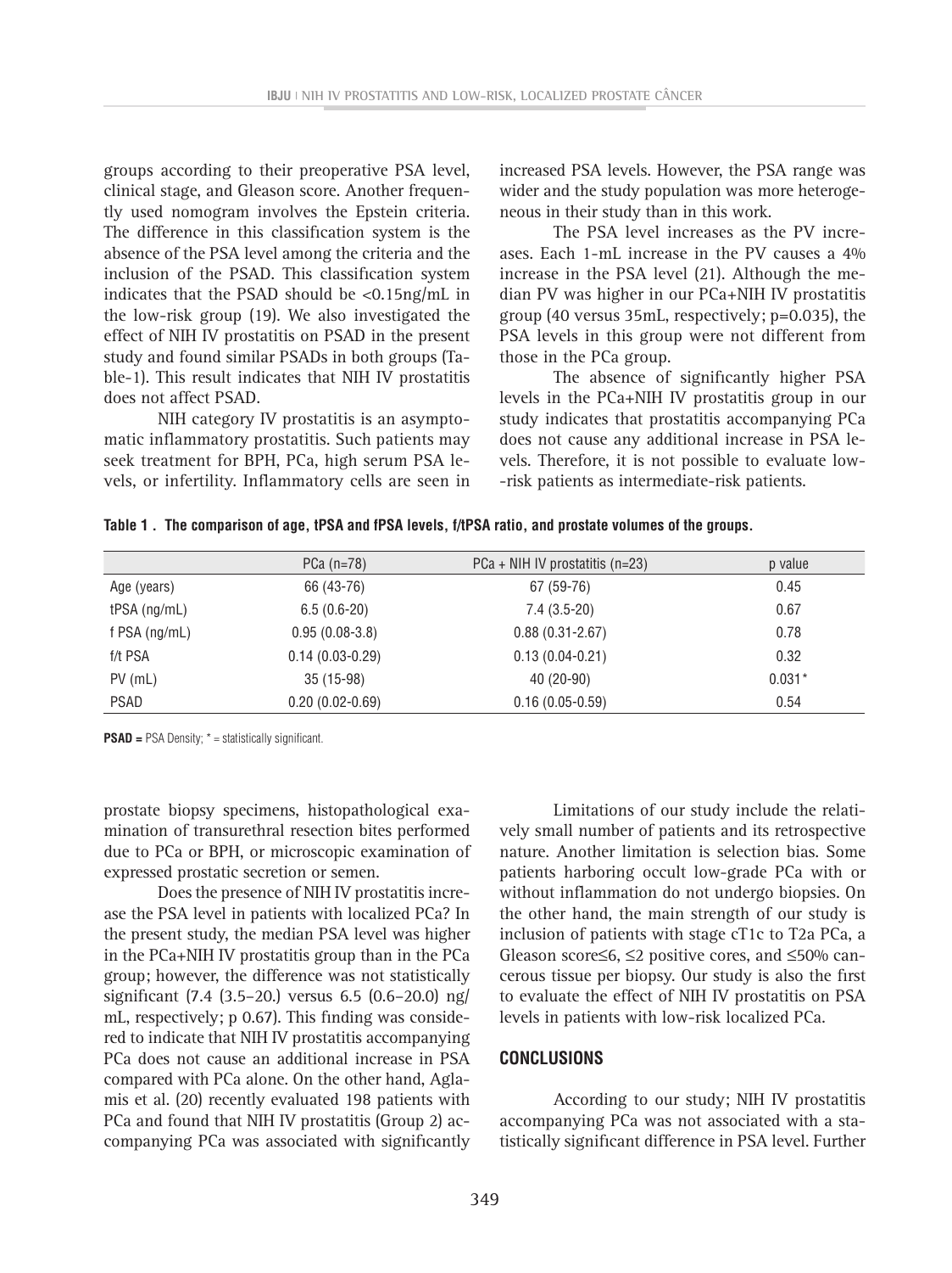groups according to their preoperative PSA level, clinical stage, and Gleason score. Another frequently used nomogram involves the Epstein criteria. The difference in this classification system is the absence of the PSA level among the criteria and the inclusion of the PSAD. This classification system indicates that the PSAD should be <0.15ng/mL in the low-risk group (19). We also investigated the effect of NIH IV prostatitis on PSAD in the present study and found similar PSADs in both groups (Table-1). This result indicates that NIH IV prostatitis does not affect PSAD.

NIH category IV prostatitis is an asymptomatic inflammatory prostatitis. Such patients may seek treatment for BPH, PCa, high serum PSA levels, or infertility. Inflammatory cells are seen in prostate biopsy specimens, histopathological examination of transurethral resection bites performed due to PCa or BPH, or microscopic examination of expressed prostatic secretion or semen.

Does the presence of NIH IV prostatitis increase the PSA level in patients with localized PCa? In the present study, the median PSA level was higher in the PCa+NIH IV prostatitis group than in the PCa group; however, the difference was not statistically significant (7.4 (3.5–20.) versus 6.5 (0.6–20.0) ng/mL, respectively; p 0.67). This finding was considered to indicate that NIH IV prostatitis accompanying PCa does not cause an additional increase in PSA compared with PCa alone. On the other hand, Aglamis et al. (20) recently evaluated 198 patients with PCa and found that NIH IV prostatitis (Group 2) accompanying PCa was associated with significantly increased PSA levels. However, the PSA range was wider and the study population was more heterogeneous in their study than in this work.

The PSA level increases as the PV increases. Each 1-mL increase in the PV causes a 4% increase in the PSA level (21). Although the median PV was higher in our PCa+NIH IV prostatitis group (40 versus 35mL, respectively; p=0.035), the PSA levels in this group were not different from those in the PCa group.

The absence of significantly higher PSA levels in the PCa+NIH IV prostatitis group in our study indicates that prostatitis accompanying PCa does not cause any additional increase in PSA levels. Therefore, it is not possible to evaluate low-risk patients as intermediate-risk patients.

**Table 1 . The comparison of age, tPSA and fPSA levels, f/tPSA ratio, and prostate volumes of the groups.**

| | PCa (n=78) | PCa + NIH IV prostatitis (n=23) | p value |
|---|---|---|---|
| Age (years) | 66 (43-76) | 67 (59-76) | 0.45 |
| tPSA (ng/mL) | 6.5 (0.6-20) | 7.4 (3.5-20) | 0.67 |
| f PSA (ng/mL) | 0.95 (0.08-3.8) | 0.88 (0.31-2.67) | 0.78 |
| f/t PSA | 0.14 (0.03-0.29) | 0.13 (0.04-0.21) | 0.32 |
| PV (mL) | 35 (15-98) | 40 (20-90) | 0.031* |
| PSAD | 0.20 (0.02-0.69) | 0.16 (0.05-0.59) | 0.54 |

**PSAD =** PSA Density; * = statistically significant.

Limitations of our study include the relatively small number of patients and its retrospective nature. Another limitation is selection bias. Some patients harboring occult low-grade PCa with or without inflammation do not undergo biopsies. On the other hand, the main strength of our study is inclusion of patients with stage cT1c to T2a PCa, a Gleason score≤6, ≤2 positive cores, and ≤50% cancerous tissue per biopsy. Our study is also the first to evaluate the effect of NIH IV prostatitis on PSA levels in patients with low-risk localized PCa.

## CONCLUSIONS

According to our study; NIH IV prostatitis accompanying PCa was not associated with a statistically significant difference in PSA level. Further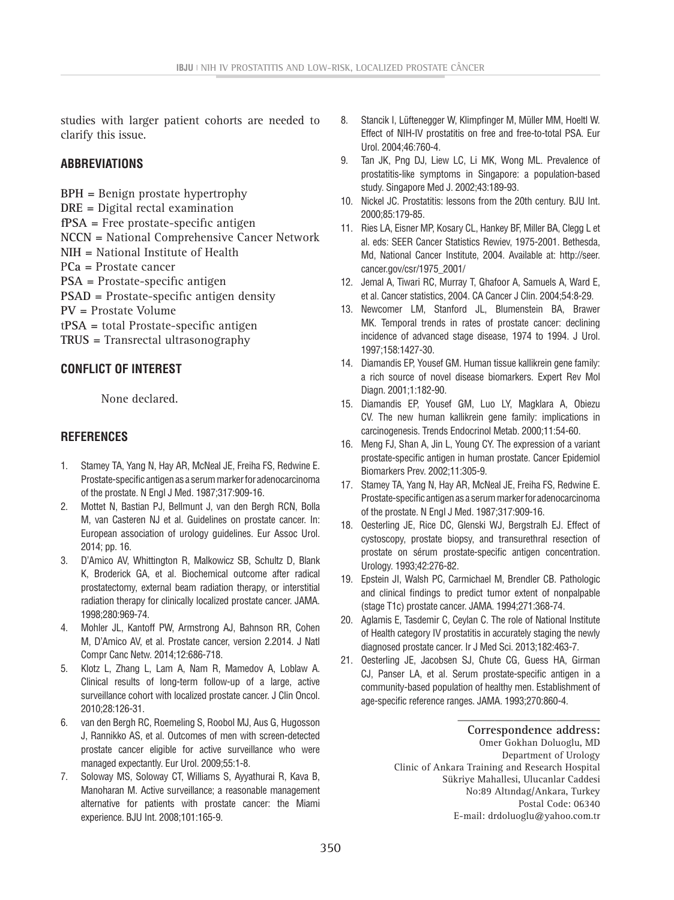studies with larger patient cohorts are needed to clarify this issue.

## ABBREVIATIONS

BPH = Benign prostate hypertrophy
DRE = Digital rectal examination
fPSA = Free prostate-specific antigen
NCCN = National Comprehensive Cancer Network
NIH = National Institute of Health
PCa = Prostate cancer
PSA = Prostate-specific antigen
PSAD = Prostate-specific antigen density
PV = Prostate Volume
tPSA = total Prostate-specific antigen
TRUS = Transrectal ultrasonography

## CONFLICT OF INTEREST

None declared.

## REFERENCES

1. Stamey TA, Yang N, Hay AR, McNeal JE, Freiha FS, Redwine E. Prostate-specific antigen as a serum marker for adenocarcinoma of the prostate. N Engl J Med. 1987;317:909-16.
2. Mottet N, Bastian PJ, Bellmunt J, van den Bergh RCN, Bolla M, van Casteren NJ et al. Guidelines on prostate cancer. In: European association of urology guidelines. Eur Assoc Urol. 2014; pp. 16.
3. D'Amico AV, Whittington R, Malkowicz SB, Schultz D, Blank K, Broderick GA, et al. Biochemical outcome after radical prostatectomy, external beam radiation therapy, or interstitial radiation therapy for clinically localized prostate cancer. JAMA. 1998;280:969-74.
4. Mohler JL, Kantoff PW, Armstrong AJ, Bahnson RR, Cohen M, D'Amico AV, et al. Prostate cancer, version 2.2014. J Natl Compr Canc Netw. 2014;12:686-718.
5. Klotz L, Zhang L, Lam A, Nam R, Mamedov A, Loblaw A. Clinical results of long-term follow-up of a large, active surveillance cohort with localized prostate cancer. J Clin Oncol. 2010;28:126-31.
6. van den Bergh RC, Roemeling S, Roobol MJ, Aus G, Hugosson J, Rannikko AS, et al. Outcomes of men with screen-detected prostate cancer eligible for active surveillance who were managed expectantly. Eur Urol. 2009;55:1-8.
7. Soloway MS, Soloway CT, Williams S, Ayyathurai R, Kava B, Manoharan M. Active surveillance; a reasonable management alternative for patients with prostate cancer: the Miami experience. BJU Int. 2008;101:165-9.
8. Stancik I, Lüftenegger W, Klimpfinger M, Müller MM, Hoeltl W. Effect of NIH-IV prostatitis on free and free-to-total PSA. Eur Urol. 2004;46:760-4.
9. Tan JK, Png DJ, Liew LC, Li MK, Wong ML. Prevalence of prostatitis-like symptoms in Singapore: a population-based study. Singapore Med J. 2002;43:189-93.
10. Nickel JC. Prostatitis: lessons from the 20th century. BJU Int. 2000;85:179-85.
11. Ries LA, Eisner MP, Kosary CL, Hankey BF, Miller BA, Clegg L et al. eds: SEER Cancer Statistics Rewiev, 1975-2001. Bethesda, Md, National Cancer Institute, 2004. Available at: http://seer.cancer.gov/csr/1975_2001/
12. Jemal A, Tiwari RC, Murray T, Ghafoor A, Samuels A, Ward E, et al. Cancer statistics, 2004. CA Cancer J Clin. 2004;54:8-29.
13. Newcomer LM, Stanford JL, Blumenstein BA, Brawer MK. Temporal trends in rates of prostate cancer: declining incidence of advanced stage disease, 1974 to 1994. J Urol. 1997;158:1427-30.
14. Diamandis EP, Yousef GM. Human tissue kallikrein gene family: a rich source of novel disease biomarkers. Expert Rev Mol Diagn. 2001;1:182-90.
15. Diamandis EP, Yousef GM, Luo LY, Magklara A, Obiezu CV. The new human kallikrein gene family: implications in carcinogenesis. Trends Endocrinol Metab. 2000;11:54-60.
16. Meng FJ, Shan A, Jin L, Young CY. The expression of a variant prostate-specific antigen in human prostate. Cancer Epidemiol Biomarkers Prev. 2002;11:305-9.
17. Stamey TA, Yang N, Hay AR, McNeal JE, Freiha FS, Redwine E. Prostate-specific antigen as a serum marker for adenocarcinoma of the prostate. N Engl J Med. 1987;317:909-16.
18. Oesterling JE, Rice DC, Glenski WJ, Bergstralh EJ. Effect of cystoscopy, prostate biopsy, and transurethral resection of prostate on sérum prostate-specific antigen concentration. Urology. 1993;42:276-82.
19. Epstein JI, Walsh PC, Carmichael M, Brendler CB. Pathologic and clinical findings to predict tumor extent of nonpalpable (stage T1c) prostate cancer. JAMA. 1994;271:368-74.
20. Aglamis E, Tasdemir C, Ceylan C. The role of National Institute of Health category IV prostatitis in accurately staging the newly diagnosed prostate cancer. Ir J Med Sci. 2013;182:463-7.
21. Oesterling JE, Jacobsen SJ, Chute CG, Guess HA, Girman CJ, Panser LA, et al. Serum prostate-specific antigen in a community-based population of healthy men. Establishment of age-specific reference ranges. JAMA. 1993;270:860-4.

**Correspondence address:**
Omer Gokhan Doluoglu, MD
Department of Urology
Clinic of Ankara Training and Research Hospital
Sükriye Mahallesi, Ulucanlar Caddesi
No:89 Altındag/Ankara, Turkey
Postal Code: 06340
E-mail: drdoluoglu@yahoo.com.tr